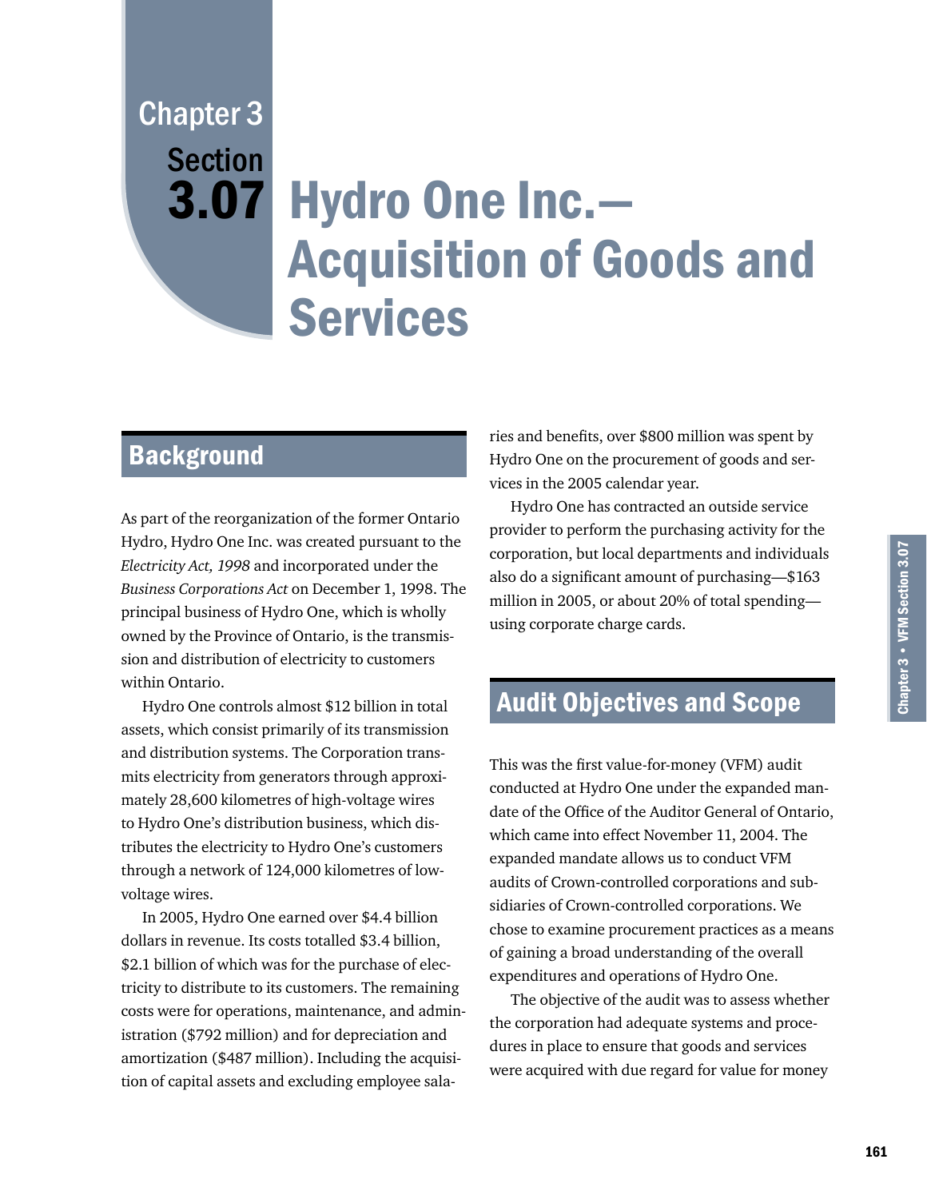# Chapter 3 Section 3.07 Hydro One Inc.—Acquisition of Goods and Services

## Background

As part of the reorganization of the former Ontario Hydro, Hydro One Inc. was created pursuant to the *Electricity Act, 1998* and incorporated under the *Business Corporations Act* on December 1, 1998. The principal business of Hydro One, which is wholly owned by the Province of Ontario, is the transmission and distribution of electricity to customers within Ontario.

Hydro One controls almost $12 billion in total assets, which consist primarily of its transmission and distribution systems. The Corporation transmits electricity from generators through approximately 28,600 kilometres of high-voltage wires to Hydro One's distribution business, which distributes the electricity to Hydro One's customers through a network of 124,000 kilometres of low-voltage wires.

In 2005, Hydro One earned over $4.4 billion dollars in revenue. Its costs totalled $3.4 billion, $2.1 billion of which was for the purchase of electricity to distribute to its customers. The remaining costs were for operations, maintenance, and administration ($792 million) and for depreciation and amortization ($487 million). Including the acquisition of capital assets and excluding employee salaries and benefits, over $800 million was spent by Hydro One on the procurement of goods and services in the 2005 calendar year.

Hydro One has contracted an outside service provider to perform the purchasing activity for the corporation, but local departments and individuals also do a significant amount of purchasing—$163 million in 2005, or about 20% of total spending—using corporate charge cards.

## Audit Objectives and Scope

This was the first value-for-money (VFM) audit conducted at Hydro One under the expanded mandate of the Office of the Auditor General of Ontario, which came into effect November 11, 2004. The expanded mandate allows us to conduct VFM audits of Crown-controlled corporations and subsidiaries of Crown-controlled corporations. We chose to examine procurement practices as a means of gaining a broad understanding of the overall expenditures and operations of Hydro One.

The objective of the audit was to assess whether the corporation had adequate systems and procedures in place to ensure that goods and services were acquired with due regard for value for money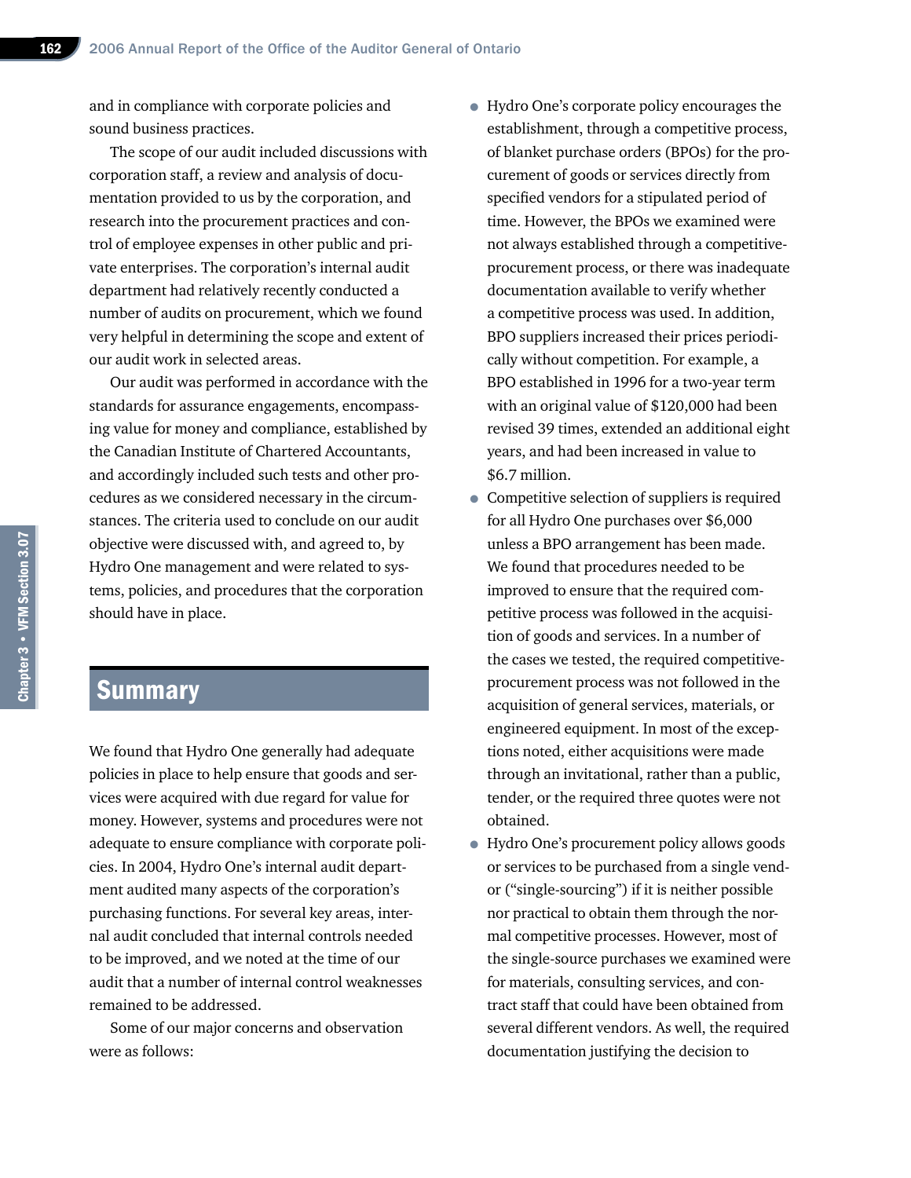and in compliance with corporate policies and sound business practices.

The scope of our audit included discussions with corporation staff, a review and analysis of documentation provided to us by the corporation, and research into the procurement practices and control of employee expenses in other public and private enterprises. The corporation's internal audit department had relatively recently conducted a number of audits on procurement, which we found very helpful in determining the scope and extent of our audit work in selected areas.

Our audit was performed in accordance with the standards for assurance engagements, encompassing value for money and compliance, established by the Canadian Institute of Chartered Accountants, and accordingly included such tests and other procedures as we considered necessary in the circumstances. The criteria used to conclude on our audit objective were discussed with, and agreed to, by Hydro One management and were related to systems, policies, and procedures that the corporation should have in place.

## Summary

We found that Hydro One generally had adequate policies in place to help ensure that goods and services were acquired with due regard for value for money. However, systems and procedures were not adequate to ensure compliance with corporate policies. In 2004, Hydro One's internal audit department audited many aspects of the corporation's purchasing functions. For several key areas, internal audit concluded that internal controls needed to be improved, and we noted at the time of our audit that a number of internal control weaknesses remained to be addressed.

Some of our major concerns and observation were as follows:

- Hydro One's corporate policy encourages the establishment, through a competitive process, of blanket purchase orders (BPOs) for the procurement of goods or services directly from specified vendors for a stipulated period of time. However, the BPOs we examined were not always established through a competitive-procurement process, or there was inadequate documentation available to verify whether a competitive process was used. In addition, BPO suppliers increased their prices periodically without competition. For example, a BPO established in 1996 for a two-year term with an original value of $120,000 had been revised 39 times, extended an additional eight years, and had been increased in value to $6.7 million.
- Competitive selection of suppliers is required for all Hydro One purchases over $6,000 unless a BPO arrangement has been made. We found that procedures needed to be improved to ensure that the required competitive process was followed in the acquisition of goods and services. In a number of the cases we tested, the required competitive-procurement process was not followed in the acquisition of general services, materials, or engineered equipment. In most of the exceptions noted, either acquisitions were made through an invitational, rather than a public, tender, or the required three quotes were not obtained.
- Hydro One's procurement policy allows goods or services to be purchased from a single vendor ("single-sourcing") if it is neither possible nor practical to obtain them through the normal competitive processes. However, most of the single-source purchases we examined were for materials, consulting services, and contract staff that could have been obtained from several different vendors. As well, the required documentation justifying the decision to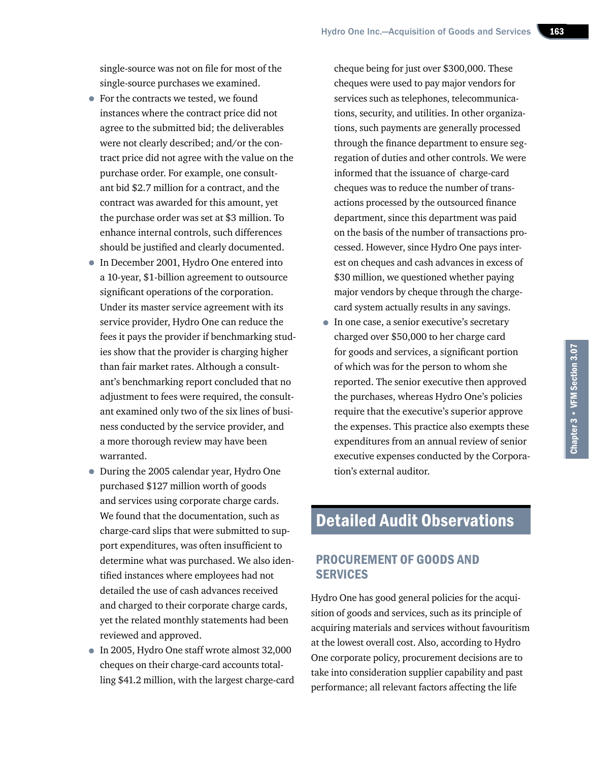single-source was not on file for most of the single-source purchases we examined.

- For the contracts we tested, we found instances where the contract price did not agree to the submitted bid; the deliverables were not clearly described; and/or the contract price did not agree with the value on the purchase order. For example, one consultant bid $2.7 million for a contract, and the contract was awarded for this amount, yet the purchase order was set at $3 million. To enhance internal controls, such differences should be justified and clearly documented.
- In December 2001, Hydro One entered into a 10-year, $1-billion agreement to outsource significant operations of the corporation. Under its master service agreement with its service provider, Hydro One can reduce the fees it pays the provider if benchmarking studies show that the provider is charging higher than fair market rates. Although a consultant's benchmarking report concluded that no adjustment to fees were required, the consultant examined only two of the six lines of business conducted by the service provider, and a more thorough review may have been warranted.
- During the 2005 calendar year, Hydro One purchased $127 million worth of goods and services using corporate charge cards. We found that the documentation, such as charge-card slips that were submitted to support expenditures, was often insufficient to determine what was purchased. We also identified instances where employees had not detailed the use of cash advances received and charged to their corporate charge cards, yet the related monthly statements had been reviewed and approved.
- In 2005, Hydro One staff wrote almost 32,000 cheques on their charge-card accounts totalling $41.2 million, with the largest charge-card cheque being for just over $300,000. These cheques were used to pay major vendors for services such as telephones, telecommunications, security, and utilities. In other organizations, such payments are generally processed through the finance department to ensure segregation of duties and other controls. We were informed that the issuance of charge-card cheques was to reduce the number of transactions processed by the outsourced finance department, since this department was paid on the basis of the number of transactions processed. However, since Hydro One pays interest on cheques and cash advances in excess of $30 million, we questioned whether paying major vendors by cheque through the charge-card system actually results in any savings.
- In one case, a senior executive's secretary charged over $50,000 to her charge card for goods and services, a significant portion of which was for the person to whom she reported. The senior executive then approved the purchases, whereas Hydro One's policies require that the executive's superior approve the expenses. This practice also exempts these expenditures from an annual review of senior executive expenses conducted by the Corporation's external auditor.

# Detailed Audit Observations

## PROCUREMENT OF GOODS AND SERVICES

Hydro One has good general policies for the acquisition of goods and services, such as its principle of acquiring materials and services without favouritism at the lowest overall cost. Also, according to Hydro One corporate policy, procurement decisions are to take into consideration supplier capability and past performance; all relevant factors affecting the life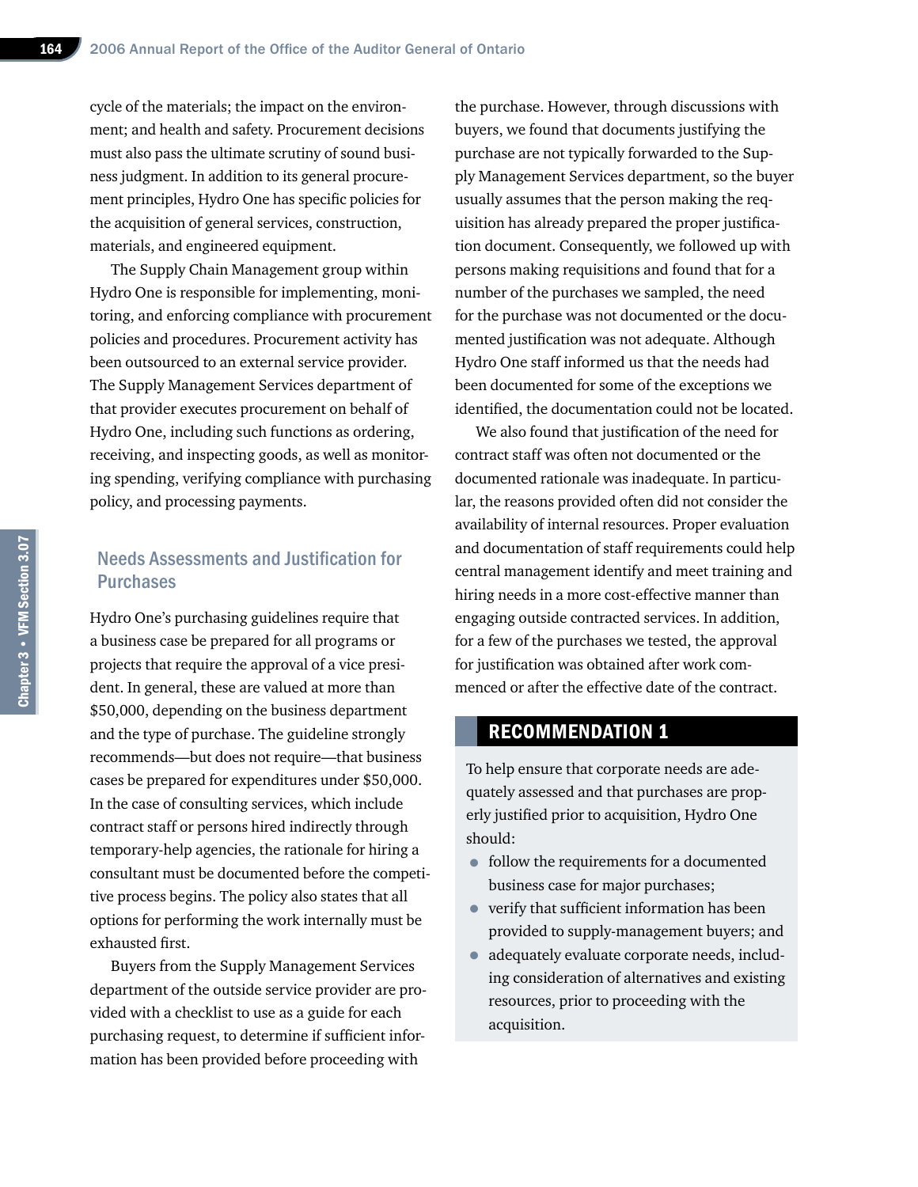cycle of the materials; the impact on the environment; and health and safety. Procurement decisions must also pass the ultimate scrutiny of sound business judgment. In addition to its general procurement principles, Hydro One has specific policies for the acquisition of general services, construction, materials, and engineered equipment.

The Supply Chain Management group within Hydro One is responsible for implementing, monitoring, and enforcing compliance with procurement policies and procedures. Procurement activity has been outsourced to an external service provider. The Supply Management Services department of that provider executes procurement on behalf of Hydro One, including such functions as ordering, receiving, and inspecting goods, as well as monitoring spending, verifying compliance with purchasing policy, and processing payments.

## Needs Assessments and Justification for Purchases

Hydro One's purchasing guidelines require that a business case be prepared for all programs or projects that require the approval of a vice president. In general, these are valued at more than $50,000, depending on the business department and the type of purchase. The guideline strongly recommends—but does not require—that business cases be prepared for expenditures under $50,000. In the case of consulting services, which include contract staff or persons hired indirectly through temporary-help agencies, the rationale for hiring a consultant must be documented before the competitive process begins. The policy also states that all options for performing the work internally must be exhausted first.

Buyers from the Supply Management Services department of the outside service provider are provided with a checklist to use as a guide for each purchasing request, to determine if sufficient information has been provided before proceeding with the purchase. However, through discussions with buyers, we found that documents justifying the purchase are not typically forwarded to the Supply Management Services department, so the buyer usually assumes that the person making the requisition has already prepared the proper justification document. Consequently, we followed up with persons making requisitions and found that for a number of the purchases we sampled, the need for the purchase was not documented or the documented justification was not adequate. Although Hydro One staff informed us that the needs had been documented for some of the exceptions we identified, the documentation could not be located.

We also found that justification of the need for contract staff was often not documented or the documented rationale was inadequate. In particular, the reasons provided often did not consider the availability of internal resources. Proper evaluation and documentation of staff requirements could help central management identify and meet training and hiring needs in a more cost-effective manner than engaging outside contracted services. In addition, for a few of the purchases we tested, the approval for justification was obtained after work commenced or after the effective date of the contract.

### RECOMMENDATION 1

To help ensure that corporate needs are adequately assessed and that purchases are properly justified prior to acquisition, Hydro One should:

- follow the requirements for a documented business case for major purchases;
- verify that sufficient information has been provided to supply-management buyers; and
- adequately evaluate corporate needs, including consideration of alternatives and existing resources, prior to proceeding with the acquisition.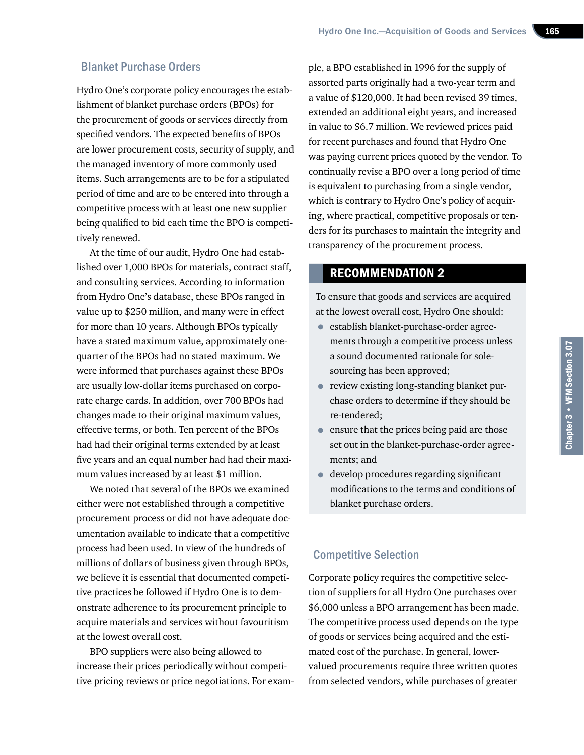## Blanket Purchase Orders

Hydro One's corporate policy encourages the establishment of blanket purchase orders (BPOs) for the procurement of goods or services directly from specified vendors. The expected benefits of BPOs are lower procurement costs, security of supply, and the managed inventory of more commonly used items. Such arrangements are to be for a stipulated period of time and are to be entered into through a competitive process with at least one new supplier being qualified to bid each time the BPO is competitively renewed.

At the time of our audit, Hydro One had established over 1,000 BPOs for materials, contract staff, and consulting services. According to information from Hydro One's database, these BPOs ranged in value up to $250 million, and many were in effect for more than 10 years. Although BPOs typically have a stated maximum value, approximately one-quarter of the BPOs had no stated maximum. We were informed that purchases against these BPOs are usually low-dollar items purchased on corporate charge cards. In addition, over 700 BPOs had changes made to their original maximum values, effective terms, or both. Ten percent of the BPOs had had their original terms extended by at least five years and an equal number had had their maximum values increased by at least $1 million.

We noted that several of the BPOs we examined either were not established through a competitive procurement process or did not have adequate documentation available to indicate that a competitive process had been used. In view of the hundreds of millions of dollars of business given through BPOs, we believe it is essential that documented competitive practices be followed if Hydro One is to demonstrate adherence to its procurement principle to acquire materials and services without favouritism at the lowest overall cost.

BPO suppliers were also being allowed to increase their prices periodically without competitive pricing reviews or price negotiations. For example, a BPO established in 1996 for the supply of assorted parts originally had a two-year term and a value of $120,000. It had been revised 39 times, extended an additional eight years, and increased in value to $6.7 million. We reviewed prices paid for recent purchases and found that Hydro One was paying current prices quoted by the vendor. To continually revise a BPO over a long period of time is equivalent to purchasing from a single vendor, which is contrary to Hydro One's policy of acquiring, where practical, competitive proposals or tenders for its purchases to maintain the integrity and transparency of the procurement process.

### RECOMMENDATION 2

To ensure that goods and services are acquired at the lowest overall cost, Hydro One should:

- establish blanket-purchase-order agreements through a competitive process unless a sound documented rationale for sole-sourcing has been approved;
- review existing long-standing blanket purchase orders to determine if they should be re-tendered;
- ensure that the prices being paid are those set out in the blanket-purchase-order agreements; and
- develop procedures regarding significant modifications to the terms and conditions of blanket purchase orders.

## Competitive Selection

Corporate policy requires the competitive selection of suppliers for all Hydro One purchases over $6,000 unless a BPO arrangement has been made. The competitive process used depends on the type of goods or services being acquired and the estimated cost of the purchase. In general, lower-valued procurements require three written quotes from selected vendors, while purchases of greater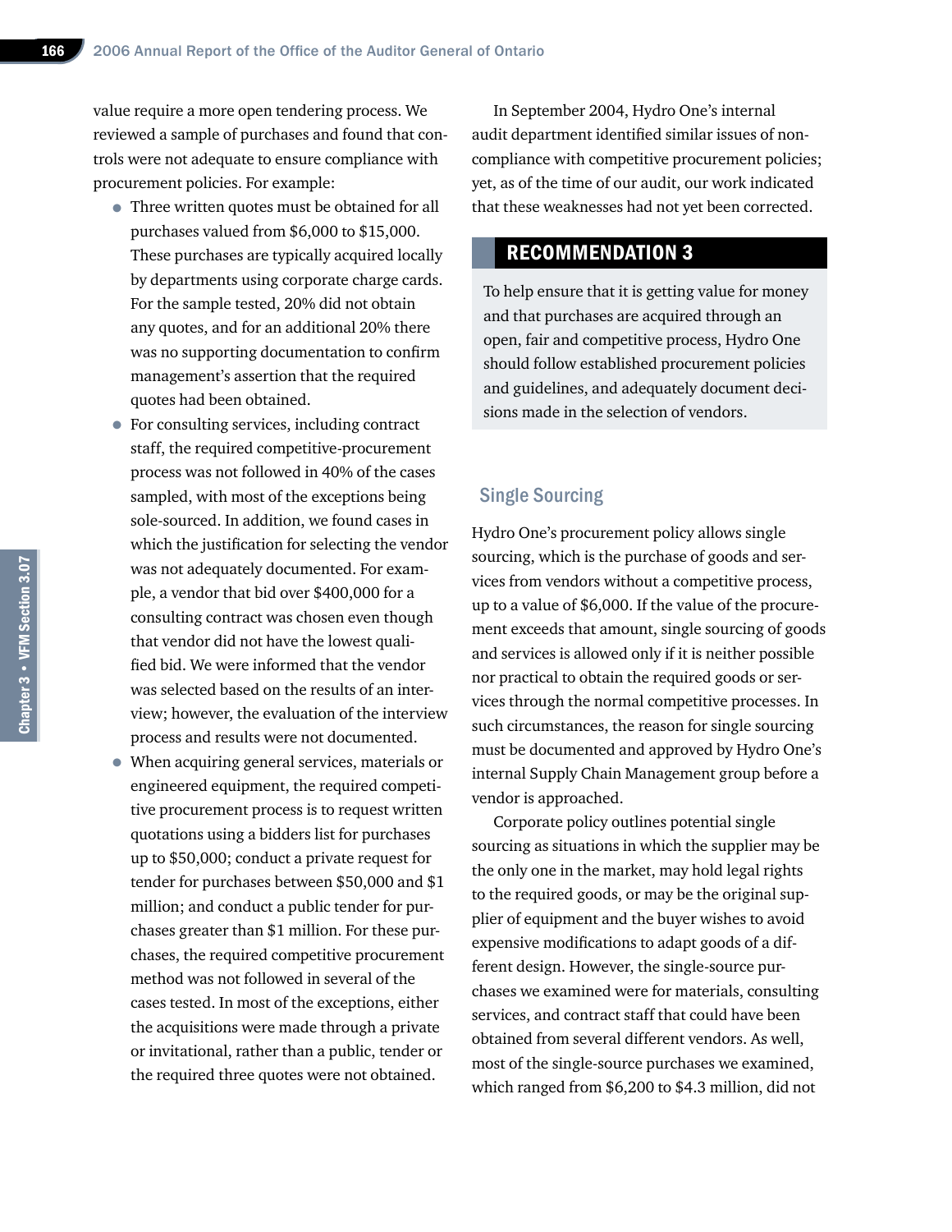value require a more open tendering process. We reviewed a sample of purchases and found that controls were not adequate to ensure compliance with procurement policies. For example:

- Three written quotes must be obtained for all purchases valued from $6,000 to $15,000. These purchases are typically acquired locally by departments using corporate charge cards. For the sample tested, 20% did not obtain any quotes, and for an additional 20% there was no supporting documentation to confirm management's assertion that the required quotes had been obtained.
- For consulting services, including contract staff, the required competitive-procurement process was not followed in 40% of the cases sampled, with most of the exceptions being sole-sourced. In addition, we found cases in which the justification for selecting the vendor was not adequately documented. For example, a vendor that bid over $400,000 for a consulting contract was chosen even though that vendor did not have the lowest qualified bid. We were informed that the vendor was selected based on the results of an interview; however, the evaluation of the interview process and results were not documented.
- When acquiring general services, materials or engineered equipment, the required competitive procurement process is to request written quotations using a bidders list for purchases up to $50,000; conduct a private request for tender for purchases between $50,000 and $1 million; and conduct a public tender for purchases greater than $1 million. For these purchases, the required competitive procurement method was not followed in several of the cases tested. In most of the exceptions, either the acquisitions were made through a private or invitational, rather than a public, tender or the required three quotes were not obtained.

In September 2004, Hydro One's internal audit department identified similar issues of non-compliance with competitive procurement policies; yet, as of the time of our audit, our work indicated that these weaknesses had not yet been corrected.

## RECOMMENDATION 3

To help ensure that it is getting value for money and that purchases are acquired through an open, fair and competitive process, Hydro One should follow established procurement policies and guidelines, and adequately document decisions made in the selection of vendors.

### Single Sourcing

Hydro One's procurement policy allows single sourcing, which is the purchase of goods and services from vendors without a competitive process, up to a value of $6,000. If the value of the procurement exceeds that amount, single sourcing of goods and services is allowed only if it is neither possible nor practical to obtain the required goods or services through the normal competitive processes. In such circumstances, the reason for single sourcing must be documented and approved by Hydro One's internal Supply Chain Management group before a vendor is approached.

Corporate policy outlines potential single sourcing as situations in which the supplier may be the only one in the market, may hold legal rights to the required goods, or may be the original supplier of equipment and the buyer wishes to avoid expensive modifications to adapt goods of a different design. However, the single-source purchases we examined were for materials, consulting services, and contract staff that could have been obtained from several different vendors. As well, most of the single-source purchases we examined, which ranged from $6,200 to $4.3 million, did not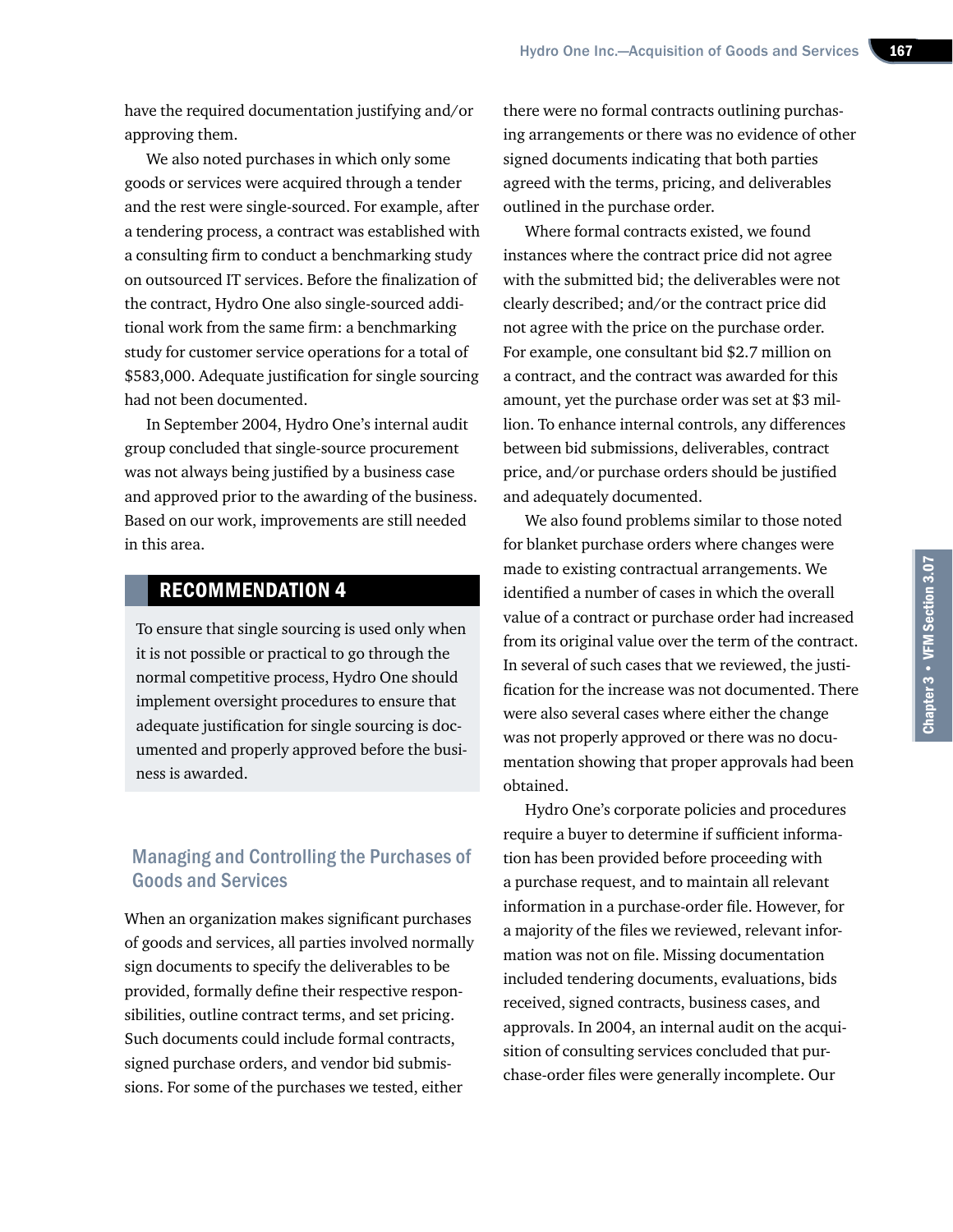have the required documentation justifying and/or approving them.

We also noted purchases in which only some goods or services were acquired through a tender and the rest were single-sourced. For example, after a tendering process, a contract was established with a consulting firm to conduct a benchmarking study on outsourced IT services. Before the finalization of the contract, Hydro One also single-sourced additional work from the same firm: a benchmarking study for customer service operations for a total of $583,000. Adequate justification for single sourcing had not been documented.

In September 2004, Hydro One's internal audit group concluded that single-source procurement was not always being justified by a business case and approved prior to the awarding of the business. Based on our work, improvements are still needed in this area.

## RECOMMENDATION 4

To ensure that single sourcing is used only when it is not possible or practical to go through the normal competitive process, Hydro One should implement oversight procedures to ensure that adequate justification for single sourcing is documented and properly approved before the business is awarded.

## Managing and Controlling the Purchases of Goods and Services

When an organization makes significant purchases of goods and services, all parties involved normally sign documents to specify the deliverables to be provided, formally define their respective responsibilities, outline contract terms, and set pricing. Such documents could include formal contracts, signed purchase orders, and vendor bid submissions. For some of the purchases we tested, either there were no formal contracts outlining purchasing arrangements or there was no evidence of other signed documents indicating that both parties agreed with the terms, pricing, and deliverables outlined in the purchase order.

Where formal contracts existed, we found instances where the contract price did not agree with the submitted bid; the deliverables were not clearly described; and/or the contract price did not agree with the price on the purchase order. For example, one consultant bid $2.7 million on a contract, and the contract was awarded for this amount, yet the purchase order was set at $3 million. To enhance internal controls, any differences between bid submissions, deliverables, contract price, and/or purchase orders should be justified and adequately documented.

We also found problems similar to those noted for blanket purchase orders where changes were made to existing contractual arrangements. We identified a number of cases in which the overall value of a contract or purchase order had increased from its original value over the term of the contract. In several of such cases that we reviewed, the justification for the increase was not documented. There were also several cases where either the change was not properly approved or there was no documentation showing that proper approvals had been obtained.

Hydro One's corporate policies and procedures require a buyer to determine if sufficient information has been provided before proceeding with a purchase request, and to maintain all relevant information in a purchase-order file. However, for a majority of the files we reviewed, relevant information was not on file. Missing documentation included tendering documents, evaluations, bids received, signed contracts, business cases, and approvals. In 2004, an internal audit on the acquisition of consulting services concluded that purchase-order files were generally incomplete. Our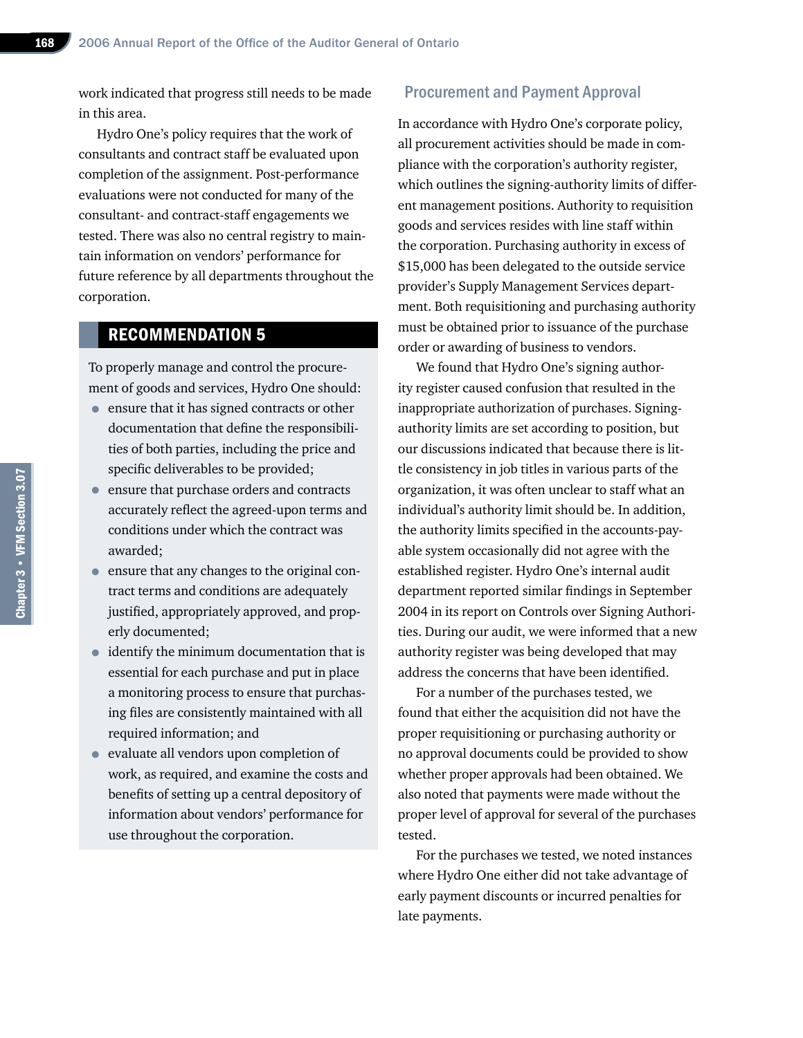work indicated that progress still needs to be made in this area.

Hydro One's policy requires that the work of consultants and contract staff be evaluated upon completion of the assignment. Post-performance evaluations were not conducted for many of the consultant- and contract-staff engagements we tested. There was also no central registry to maintain information on vendors' performance for future reference by all departments throughout the corporation.

## RECOMMENDATION 5

To properly manage and control the procurement of goods and services, Hydro One should:

- ensure that it has signed contracts or other documentation that define the responsibilities of both parties, including the price and specific deliverables to be provided;
- ensure that purchase orders and contracts accurately reflect the agreed-upon terms and conditions under which the contract was awarded;
- ensure that any changes to the original contract terms and conditions are adequately justified, appropriately approved, and properly documented;
- identify the minimum documentation that is essential for each purchase and put in place a monitoring process to ensure that purchasing files are consistently maintained with all required information; and
- evaluate all vendors upon completion of work, as required, and examine the costs and benefits of setting up a central depository of information about vendors' performance for use throughout the corporation.

## Procurement and Payment Approval

In accordance with Hydro One's corporate policy, all procurement activities should be made in compliance with the corporation's authority register, which outlines the signing-authority limits of different management positions. Authority to requisition goods and services resides with line staff within the corporation. Purchasing authority in excess of $15,000 has been delegated to the outside service provider's Supply Management Services department. Both requisitioning and purchasing authority must be obtained prior to issuance of the purchase order or awarding of business to vendors.

We found that Hydro One's signing authority register caused confusion that resulted in the inappropriate authorization of purchases. Signing-authority limits are set according to position, but our discussions indicated that because there is little consistency in job titles in various parts of the organization, it was often unclear to staff what an individual's authority limit should be. In addition, the authority limits specified in the accounts-payable system occasionally did not agree with the established register. Hydro One's internal audit department reported similar findings in September 2004 in its report on Controls over Signing Authorities. During our audit, we were informed that a new authority register was being developed that may address the concerns that have been identified.

For a number of the purchases tested, we found that either the acquisition did not have the proper requisitioning or purchasing authority or no approval documents could be provided to show whether proper approvals had been obtained. We also noted that payments were made without the proper level of approval for several of the purchases tested.

For the purchases we tested, we noted instances where Hydro One either did not take advantage of early payment discounts or incurred penalties for late payments.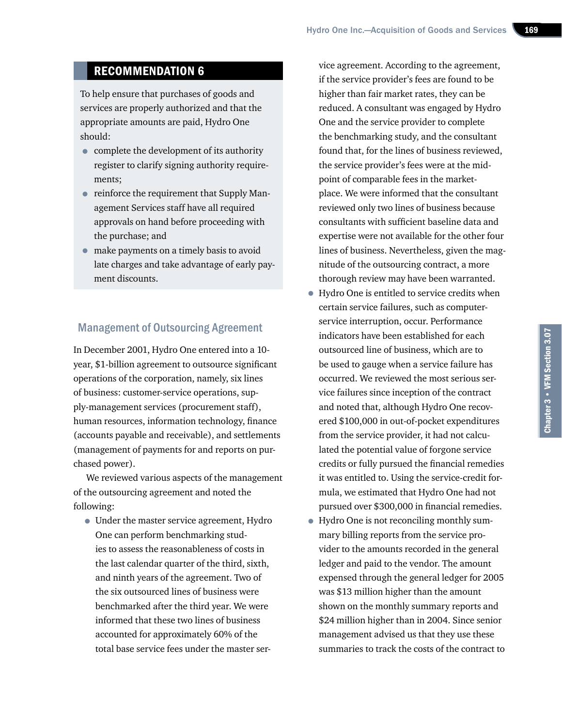## RECOMMENDATION 6

To help ensure that purchases of goods and services are properly authorized and that the appropriate amounts are paid, Hydro One should:

- complete the development of its authority register to clarify signing authority requirements;
- reinforce the requirement that Supply Management Services staff have all required approvals on hand before proceeding with the purchase; and
- make payments on a timely basis to avoid late charges and take advantage of early payment discounts.

### Management of Outsourcing Agreement

In December 2001, Hydro One entered into a 10-year, $1-billion agreement to outsource significant operations of the corporation, namely, six lines of business: customer-service operations, supply-management services (procurement staff), human resources, information technology, finance (accounts payable and receivable), and settlements (management of payments for and reports on purchased power).

We reviewed various aspects of the management of the outsourcing agreement and noted the following:

- Under the master service agreement, Hydro One can perform benchmarking studies to assess the reasonableness of costs in the last calendar quarter of the third, sixth, and ninth years of the agreement. Two of the six outsourced lines of business were benchmarked after the third year. We were informed that these two lines of business accounted for approximately 60% of the total base service fees under the master service agreement. According to the agreement, if the service provider's fees are found to be higher than fair market rates, they can be reduced. A consultant was engaged by Hydro One and the service provider to complete the benchmarking study, and the consultant found that, for the lines of business reviewed, the service provider's fees were at the midpoint of comparable fees in the marketplace. We were informed that the consultant reviewed only two lines of business because consultants with sufficient baseline data and expertise were not available for the other four lines of business. Nevertheless, given the magnitude of the outsourcing contract, a more thorough review may have been warranted.
- Hydro One is entitled to service credits when certain service failures, such as computer-service interruption, occur. Performance indicators have been established for each outsourced line of business, which are to be used to gauge when a service failure has occurred. We reviewed the most serious service failures since inception of the contract and noted that, although Hydro One recovered $100,000 in out-of-pocket expenditures from the service provider, it had not calculated the potential value of forgone service credits or fully pursued the financial remedies it was entitled to. Using the service-credit formula, we estimated that Hydro One had not pursued over $300,000 in financial remedies.
- Hydro One is not reconciling monthly summary billing reports from the service provider to the amounts recorded in the general ledger and paid to the vendor. The amount expensed through the general ledger for 2005 was $13 million higher than the amount shown on the monthly summary reports and $24 million higher than in 2004. Since senior management advised us that they use these summaries to track the costs of the contract to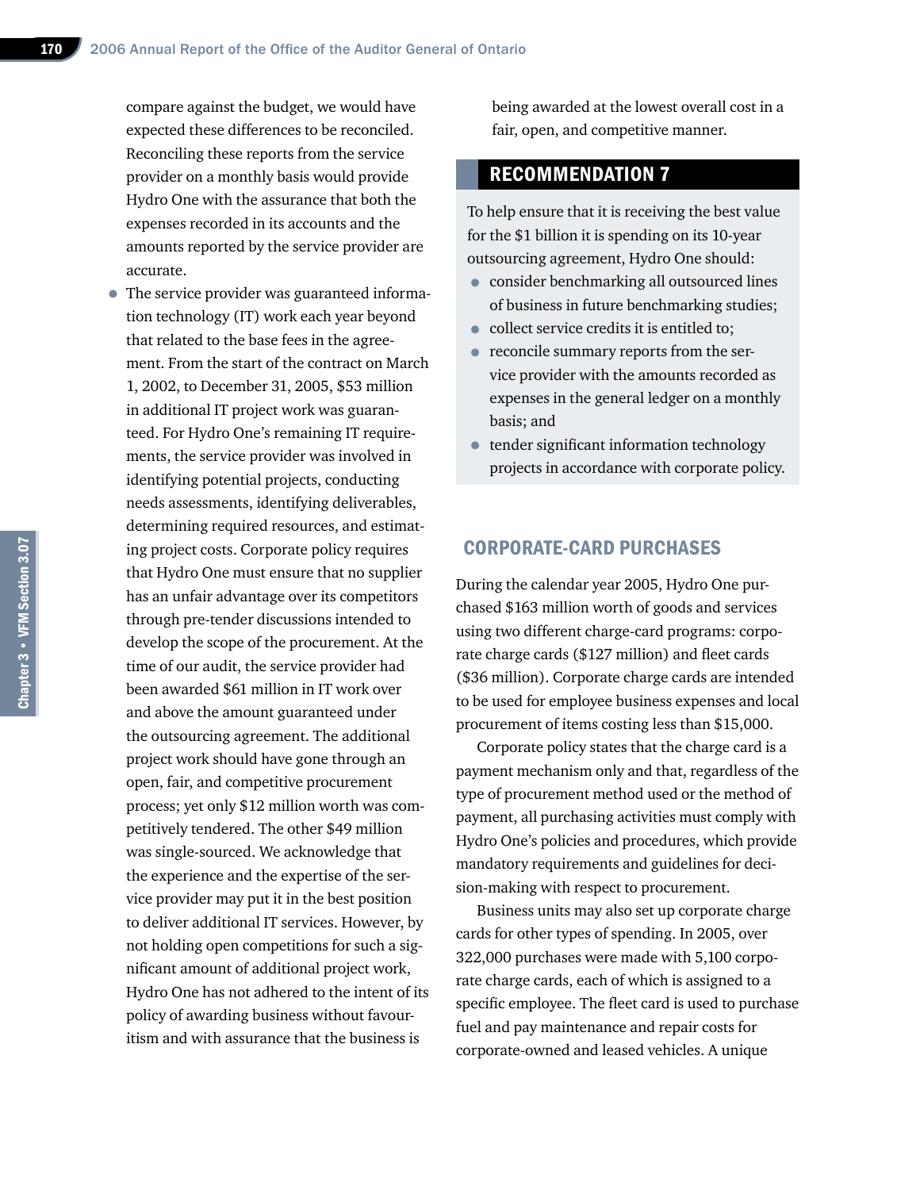compare against the budget, we would have expected these differences to be reconciled. Reconciling these reports from the service provider on a monthly basis would provide Hydro One with the assurance that both the expenses recorded in its accounts and the amounts reported by the service provider are accurate.

- The service provider was guaranteed information technology (IT) work each year beyond that related to the base fees in the agreement. From the start of the contract on March 1, 2002, to December 31, 2005, $53 million in additional IT project work was guaranteed. For Hydro One's remaining IT requirements, the service provider was involved in identifying potential projects, conducting needs assessments, identifying deliverables, determining required resources, and estimating project costs. Corporate policy requires that Hydro One must ensure that no supplier has an unfair advantage over its competitors through pre-tender discussions intended to develop the scope of the procurement. At the time of our audit, the service provider had been awarded $61 million in IT work over and above the amount guaranteed under the outsourcing agreement. The additional project work should have gone through an open, fair, and competitive procurement process; yet only $12 million worth was competitively tendered. The other $49 million was single-sourced. We acknowledge that the experience and the expertise of the service provider may put it in the best position to deliver additional IT services. However, by not holding open competitions for such a significant amount of additional project work, Hydro One has not adhered to the intent of its policy of awarding business without favouritism and with assurance that the business is being awarded at the lowest overall cost in a fair, open, and competitive manner.

## RECOMMENDATION 7

To help ensure that it is receiving the best value for the $1 billion it is spending on its 10-year outsourcing agreement, Hydro One should:

- consider benchmarking all outsourced lines of business in future benchmarking studies;
- collect service credits it is entitled to;
- reconcile summary reports from the service provider with the amounts recorded as expenses in the general ledger on a monthly basis; and
- tender significant information technology projects in accordance with corporate policy.

## CORPORATE-CARD PURCHASES

During the calendar year 2005, Hydro One purchased $163 million worth of goods and services using two different charge-card programs: corporate charge cards ($127 million) and fleet cards ($36 million). Corporate charge cards are intended to be used for employee business expenses and local procurement of items costing less than $15,000.

Corporate policy states that the charge card is a payment mechanism only and that, regardless of the type of procurement method used or the method of payment, all purchasing activities must comply with Hydro One's policies and procedures, which provide mandatory requirements and guidelines for decision-making with respect to procurement.

Business units may also set up corporate charge cards for other types of spending. In 2005, over 322,000 purchases were made with 5,100 corporate charge cards, each of which is assigned to a specific employee. The fleet card is used to purchase fuel and pay maintenance and repair costs for corporate-owned and leased vehicles. A unique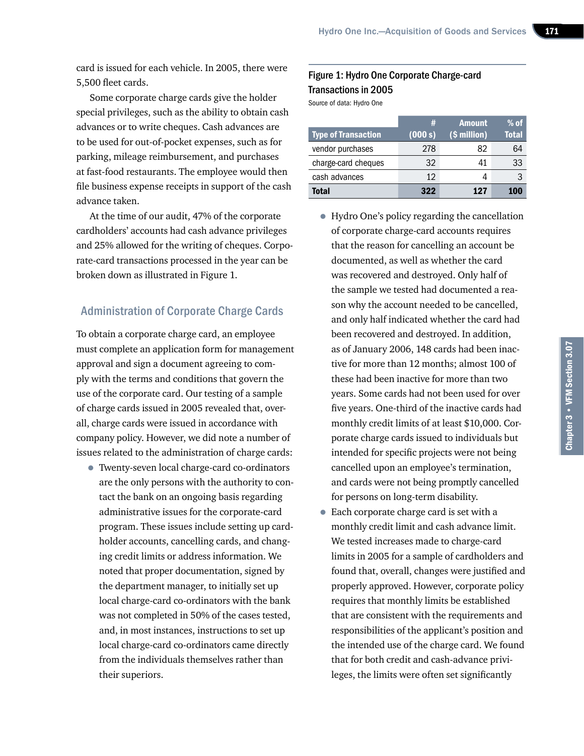card is issued for each vehicle. In 2005, there were 5,500 fleet cards.

Some corporate charge cards give the holder special privileges, such as the ability to obtain cash advances or to write cheques. Cash advances are to be used for out-of-pocket expenses, such as for parking, mileage reimbursement, and purchases at fast-food restaurants. The employee would then file business expense receipts in support of the cash advance taken.

At the time of our audit, 47% of the corporate cardholders' accounts had cash advance privileges and 25% allowed for the writing of cheques. Corporate-card transactions processed in the year can be broken down as illustrated in Figure 1.

**Figure 1: Hydro One Corporate Charge-card Transactions in 2005**

Source of data: Hydro One

| Type of Transaction | # (000 s) | Amount ($ million) | % of Total |
|---|---|---|---|
| vendor purchases | 278 | 82 | 64 |
| charge-card cheques | 32 | 41 | 33 |
| cash advances | 12 | 4 | 3 |
| **Total** | **322** | **127** | **100** |

## Administration of Corporate Charge Cards

To obtain a corporate charge card, an employee must complete an application form for management approval and sign a document agreeing to comply with the terms and conditions that govern the use of the corporate card. Our testing of a sample of charge cards issued in 2005 revealed that, overall, charge cards were issued in accordance with company policy. However, we did note a number of issues related to the administration of charge cards:

- Twenty-seven local charge-card co-ordinators are the only persons with the authority to contact the bank on an ongoing basis regarding administrative issues for the corporate-card program. These issues include setting up cardholder accounts, cancelling cards, and changing credit limits or address information. We noted that proper documentation, signed by the department manager, to initially set up local charge-card co-ordinators with the bank was not completed in 50% of the cases tested, and, in most instances, instructions to set up local charge-card co-ordinators came directly from the individuals themselves rather than their superiors.
- Hydro One's policy regarding the cancellation of corporate charge-card accounts requires that the reason for cancelling an account be documented, as well as whether the card was recovered and destroyed. Only half of the sample we tested had documented a reason why the account needed to be cancelled, and only half indicated whether the card had been recovered and destroyed. In addition, as of January 2006, 148 cards had been inactive for more than 12 months; almost 100 of these had been inactive for more than two years. Some cards had not been used for over five years. One-third of the inactive cards had monthly credit limits of at least $10,000. Corporate charge cards issued to individuals but intended for specific projects were not being cancelled upon an employee's termination, and cards were not being promptly cancelled for persons on long-term disability.
- Each corporate charge card is set with a monthly credit limit and cash advance limit. We tested increases made to charge-card limits in 2005 for a sample of cardholders and found that, overall, changes were justified and properly approved. However, corporate policy requires that monthly limits be established that are consistent with the requirements and responsibilities of the applicant's position and the intended use of the charge card. We found that for both credit and cash-advance privileges, the limits were often set significantly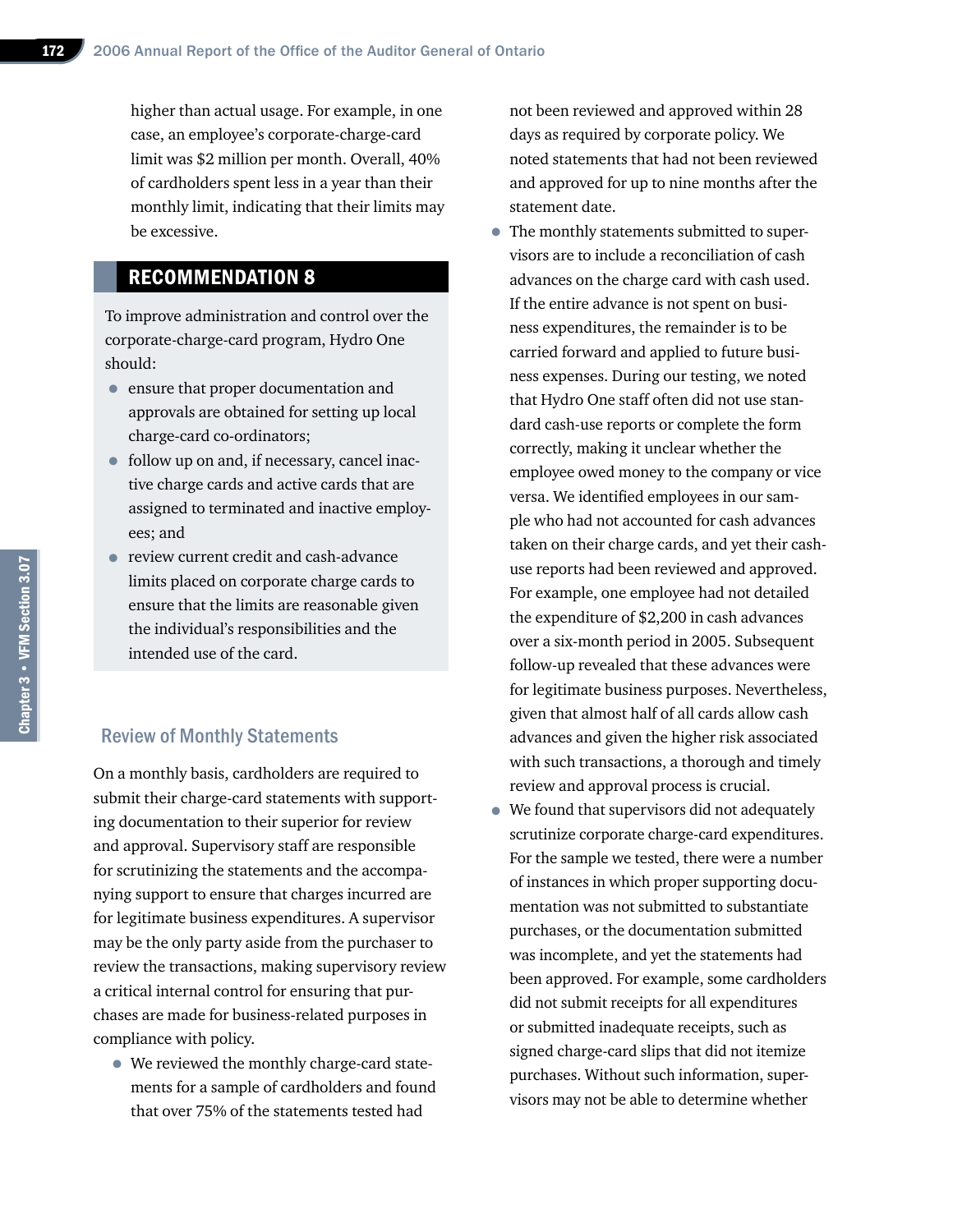higher than actual usage. For example, in one case, an employee's corporate-charge-card limit was $2 million per month. Overall, 40% of cardholders spent less in a year than their monthly limit, indicating that their limits may be excessive.

## RECOMMENDATION 8

To improve administration and control over the corporate-charge-card program, Hydro One should:

- ensure that proper documentation and approvals are obtained for setting up local charge-card co-ordinators;
- follow up on and, if necessary, cancel inactive charge cards and active cards that are assigned to terminated and inactive employees; and
- review current credit and cash-advance limits placed on corporate charge cards to ensure that the limits are reasonable given the individual's responsibilities and the intended use of the card.

### Review of Monthly Statements

On a monthly basis, cardholders are required to submit their charge-card statements with supporting documentation to their superior for review and approval. Supervisory staff are responsible for scrutinizing the statements and the accompanying support to ensure that charges incurred are for legitimate business expenditures. A supervisor may be the only party aside from the purchaser to review the transactions, making supervisory review a critical internal control for ensuring that purchases are made for business-related purposes in compliance with policy.

- We reviewed the monthly charge-card statements for a sample of cardholders and found that over 75% of the statements tested had not been reviewed and approved within 28 days as required by corporate policy. We noted statements that had not been reviewed and approved for up to nine months after the statement date.
- The monthly statements submitted to supervisors are to include a reconciliation of cash advances on the charge card with cash used. If the entire advance is not spent on business expenditures, the remainder is to be carried forward and applied to future business expenses. During our testing, we noted that Hydro One staff often did not use standard cash-use reports or complete the form correctly, making it unclear whether the employee owed money to the company or vice versa. We identified employees in our sample who had not accounted for cash advances taken on their charge cards, and yet their cash-use reports had been reviewed and approved. For example, one employee had not detailed the expenditure of $2,200 in cash advances over a six-month period in 2005. Subsequent follow-up revealed that these advances were for legitimate business purposes. Nevertheless, given that almost half of all cards allow cash advances and given the higher risk associated with such transactions, a thorough and timely review and approval process is crucial.
- We found that supervisors did not adequately scrutinize corporate charge-card expenditures. For the sample we tested, there were a number of instances in which proper supporting documentation was not submitted to substantiate purchases, or the documentation submitted was incomplete, and yet the statements had been approved. For example, some cardholders did not submit receipts for all expenditures or submitted inadequate receipts, such as signed charge-card slips that did not itemize purchases. Without such information, supervisors may not be able to determine whether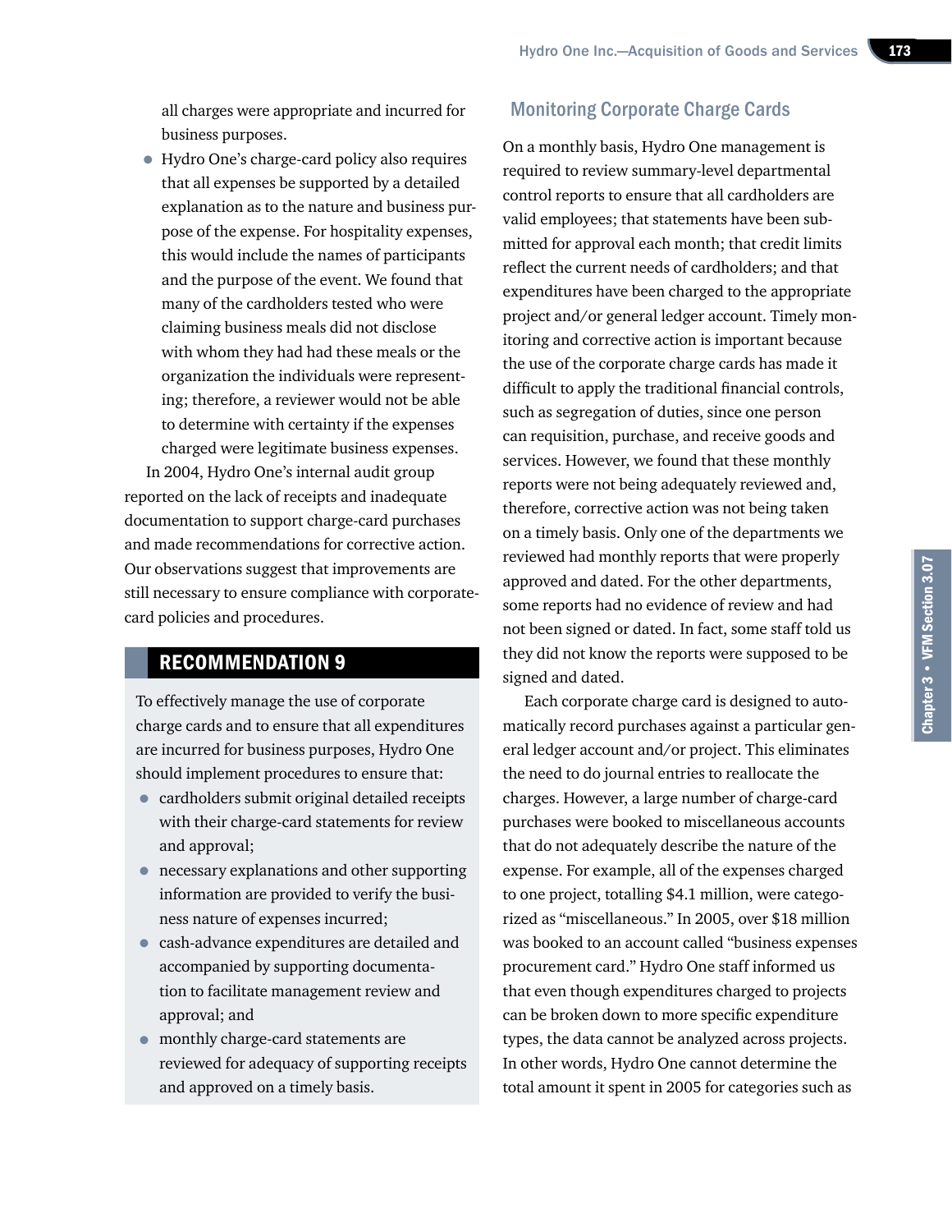all charges were appropriate and incurred for business purposes.

- Hydro One's charge-card policy also requires that all expenses be supported by a detailed explanation as to the nature and business purpose of the expense. For hospitality expenses, this would include the names of participants and the purpose of the event. We found that many of the cardholders tested who were claiming business meals did not disclose with whom they had had these meals or the organization the individuals were representing; therefore, a reviewer would not be able to determine with certainty if the expenses charged were legitimate business expenses.

In 2004, Hydro One's internal audit group reported on the lack of receipts and inadequate documentation to support charge-card purchases and made recommendations for corrective action. Our observations suggest that improvements are still necessary to ensure compliance with corporate-card policies and procedures.

## RECOMMENDATION 9

To effectively manage the use of corporate charge cards and to ensure that all expenditures are incurred for business purposes, Hydro One should implement procedures to ensure that:

- cardholders submit original detailed receipts with their charge-card statements for review and approval;
- necessary explanations and other supporting information are provided to verify the business nature of expenses incurred;
- cash-advance expenditures are detailed and accompanied by supporting documentation to facilitate management review and approval; and
- monthly charge-card statements are reviewed for adequacy of supporting receipts and approved on a timely basis.

### Monitoring Corporate Charge Cards

On a monthly basis, Hydro One management is required to review summary-level departmental control reports to ensure that all cardholders are valid employees; that statements have been submitted for approval each month; that credit limits reflect the current needs of cardholders; and that expenditures have been charged to the appropriate project and/or general ledger account. Timely monitoring and corrective action is important because the use of the corporate charge cards has made it difficult to apply the traditional financial controls, such as segregation of duties, since one person can requisition, purchase, and receive goods and services. However, we found that these monthly reports were not being adequately reviewed and, therefore, corrective action was not being taken on a timely basis. Only one of the departments we reviewed had monthly reports that were properly approved and dated. For the other departments, some reports had no evidence of review and had not been signed or dated. In fact, some staff told us they did not know the reports were supposed to be signed and dated.

Each corporate charge card is designed to automatically record purchases against a particular general ledger account and/or project. This eliminates the need to do journal entries to reallocate the charges. However, a large number of charge-card purchases were booked to miscellaneous accounts that do not adequately describe the nature of the expense. For example, all of the expenses charged to one project, totalling $4.1 million, were categorized as "miscellaneous." In 2005, over $18 million was booked to an account called "business expenses procurement card." Hydro One staff informed us that even though expenditures charged to projects can be broken down to more specific expenditure types, the data cannot be analyzed across projects. In other words, Hydro One cannot determine the total amount it spent in 2005 for categories such as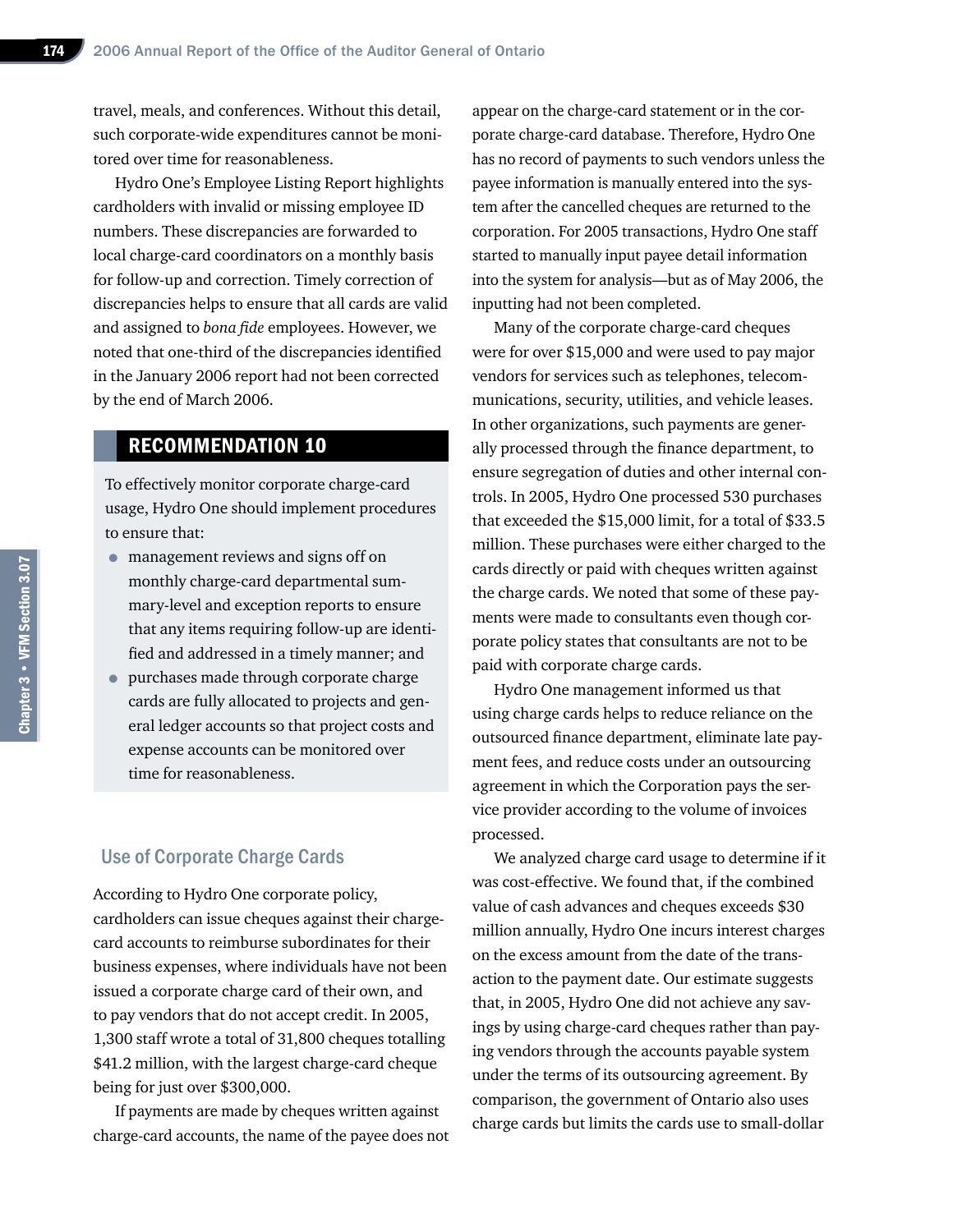travel, meals, and conferences. Without this detail, such corporate-wide expenditures cannot be monitored over time for reasonableness.

Hydro One's Employee Listing Report highlights cardholders with invalid or missing employee ID numbers. These discrepancies are forwarded to local charge-card coordinators on a monthly basis for follow-up and correction. Timely correction of discrepancies helps to ensure that all cards are valid and assigned to *bona fide* employees. However, we noted that one-third of the discrepancies identified in the January 2006 report had not been corrected by the end of March 2006.

## RECOMMENDATION 10

To effectively monitor corporate charge-card usage, Hydro One should implement procedures to ensure that:

- management reviews and signs off on monthly charge-card departmental summary-level and exception reports to ensure that any items requiring follow-up are identified and addressed in a timely manner; and
- purchases made through corporate charge cards are fully allocated to projects and general ledger accounts so that project costs and expense accounts can be monitored over time for reasonableness.

### Use of Corporate Charge Cards

According to Hydro One corporate policy, cardholders can issue cheques against their charge-card accounts to reimburse subordinates for their business expenses, where individuals have not been issued a corporate charge card of their own, and to pay vendors that do not accept credit. In 2005, 1,300 staff wrote a total of 31,800 cheques totalling \$41.2 million, with the largest charge-card cheque being for just over \$300,000.

If payments are made by cheques written against charge-card accounts, the name of the payee does not appear on the charge-card statement or in the corporate charge-card database. Therefore, Hydro One has no record of payments to such vendors unless the payee information is manually entered into the system after the cancelled cheques are returned to the corporation. For 2005 transactions, Hydro One staff started to manually input payee detail information into the system for analysis—but as of May 2006, the inputting had not been completed.

Many of the corporate charge-card cheques were for over \$15,000 and were used to pay major vendors for services such as telephones, telecommunications, security, utilities, and vehicle leases. In other organizations, such payments are generally processed through the finance department, to ensure segregation of duties and other internal controls. In 2005, Hydro One processed 530 purchases that exceeded the \$15,000 limit, for a total of \$33.5 million. These purchases were either charged to the cards directly or paid with cheques written against the charge cards. We noted that some of these payments were made to consultants even though corporate policy states that consultants are not to be paid with corporate charge cards.

Hydro One management informed us that using charge cards helps to reduce reliance on the outsourced finance department, eliminate late payment fees, and reduce costs under an outsourcing agreement in which the Corporation pays the service provider according to the volume of invoices processed.

We analyzed charge card usage to determine if it was cost-effective. We found that, if the combined value of cash advances and cheques exceeds \$30 million annually, Hydro One incurs interest charges on the excess amount from the date of the transaction to the payment date. Our estimate suggests that, in 2005, Hydro One did not achieve any savings by using charge-card cheques rather than paying vendors through the accounts payable system under the terms of its outsourcing agreement. By comparison, the government of Ontario also uses charge cards but limits the cards use to small-dollar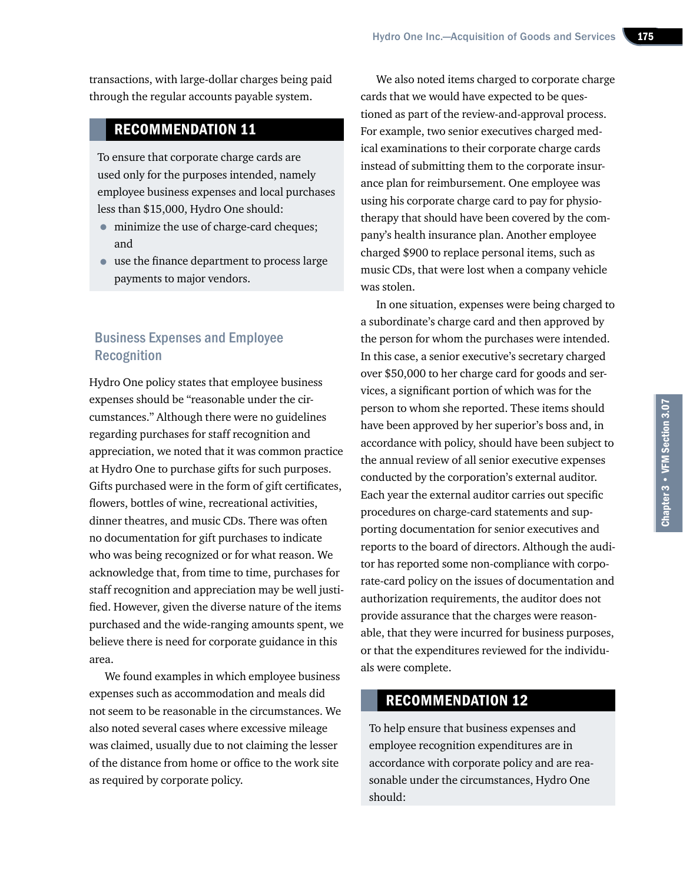transactions, with large-dollar charges being paid through the regular accounts payable system.

## RECOMMENDATION 11

To ensure that corporate charge cards are used only for the purposes intended, namely employee business expenses and local purchases less than $15,000, Hydro One should:

- minimize the use of charge-card cheques; and
- use the finance department to process large payments to major vendors.

### Business Expenses and Employee Recognition

Hydro One policy states that employee business expenses should be "reasonable under the circumstances." Although there were no guidelines regarding purchases for staff recognition and appreciation, we noted that it was common practice at Hydro One to purchase gifts for such purposes. Gifts purchased were in the form of gift certificates, flowers, bottles of wine, recreational activities, dinner theatres, and music CDs. There was often no documentation for gift purchases to indicate who was being recognized or for what reason. We acknowledge that, from time to time, purchases for staff recognition and appreciation may be well justified. However, given the diverse nature of the items purchased and the wide-ranging amounts spent, we believe there is need for corporate guidance in this area.

We found examples in which employee business expenses such as accommodation and meals did not seem to be reasonable in the circumstances. We also noted several cases where excessive mileage was claimed, usually due to not claiming the lesser of the distance from home or office to the work site as required by corporate policy.

We also noted items charged to corporate charge cards that we would have expected to be questioned as part of the review-and-approval process. For example, two senior executives charged medical examinations to their corporate charge cards instead of submitting them to the corporate insurance plan for reimbursement. One employee was using his corporate charge card to pay for physiotherapy that should have been covered by the company's health insurance plan. Another employee charged $900 to replace personal items, such as music CDs, that were lost when a company vehicle was stolen.

In one situation, expenses were being charged to a subordinate's charge card and then approved by the person for whom the purchases were intended. In this case, a senior executive's secretary charged over $50,000 to her charge card for goods and services, a significant portion of which was for the person to whom she reported. These items should have been approved by her superior's boss and, in accordance with policy, should have been subject to the annual review of all senior executive expenses conducted by the corporation's external auditor. Each year the external auditor carries out specific procedures on charge-card statements and supporting documentation for senior executives and reports to the board of directors. Although the auditor has reported some non-compliance with corporate-card policy on the issues of documentation and authorization requirements, the auditor does not provide assurance that the charges were reasonable, that they were incurred for business purposes, or that the expenditures reviewed for the individuals were complete.

## RECOMMENDATION 12

To help ensure that business expenses and employee recognition expenditures are in accordance with corporate policy and are reasonable under the circumstances, Hydro One should: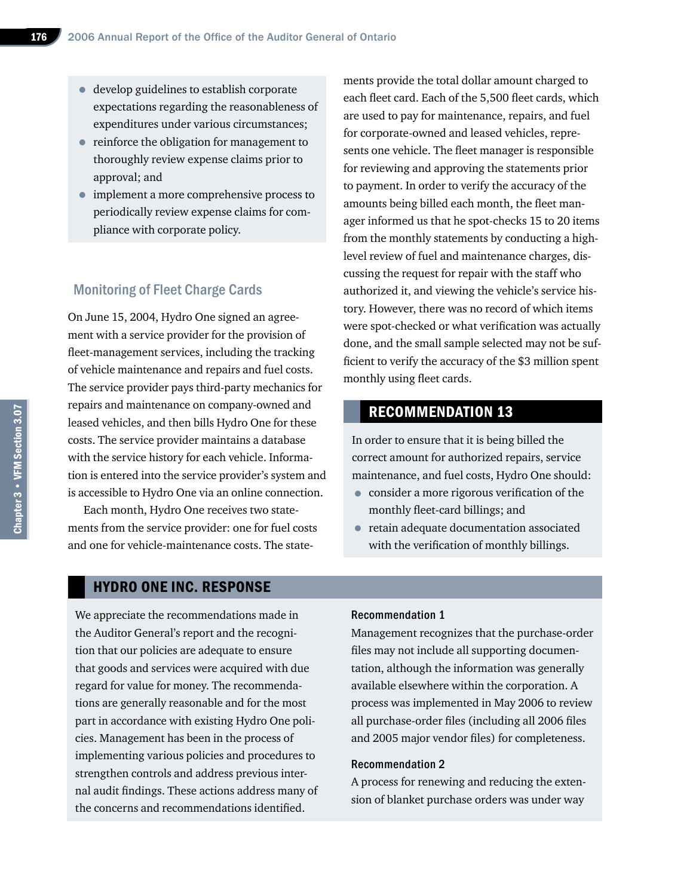- develop guidelines to establish corporate expectations regarding the reasonableness of expenditures under various circumstances;
- reinforce the obligation for management to thoroughly review expense claims prior to approval; and
- implement a more comprehensive process to periodically review expense claims for compliance with corporate policy.

### Monitoring of Fleet Charge Cards

On June 15, 2004, Hydro One signed an agreement with a service provider for the provision of fleet-management services, including the tracking of vehicle maintenance and repairs and fuel costs. The service provider pays third-party mechanics for repairs and maintenance on company-owned and leased vehicles, and then bills Hydro One for these costs. The service provider maintains a database with the service history for each vehicle. Information is entered into the service provider's system and is accessible to Hydro One via an online connection.

Each month, Hydro One receives two statements from the service provider: one for fuel costs and one for vehicle-maintenance costs. The statements provide the total dollar amount charged to each fleet card. Each of the 5,500 fleet cards, which are used to pay for maintenance, repairs, and fuel for corporate-owned and leased vehicles, represents one vehicle. The fleet manager is responsible for reviewing and approving the statements prior to payment. In order to verify the accuracy of the amounts being billed each month, the fleet manager informed us that he spot-checks 15 to 20 items from the monthly statements by conducting a high-level review of fuel and maintenance charges, discussing the request for repair with the staff who authorized it, and viewing the vehicle's service history. However, there was no record of which items were spot-checked or what verification was actually done, and the small sample selected may not be sufficient to verify the accuracy of the $3 million spent monthly using fleet cards.

## RECOMMENDATION 13

In order to ensure that it is being billed the correct amount for authorized repairs, service maintenance, and fuel costs, Hydro One should:

- consider a more rigorous verification of the monthly fleet-card billings; and
- retain adequate documentation associated with the verification of monthly billings.

## HYDRO ONE INC. RESPONSE

We appreciate the recommendations made in the Auditor General's report and the recognition that our policies are adequate to ensure that goods and services were acquired with due regard for value for money. The recommendations are generally reasonable and for the most part in accordance with existing Hydro One policies. Management has been in the process of implementing various policies and procedures to strengthen controls and address previous internal audit findings. These actions address many of the concerns and recommendations identified.

#### Recommendation 1

Management recognizes that the purchase-order files may not include all supporting documentation, although the information was generally available elsewhere within the corporation. A process was implemented in May 2006 to review all purchase-order files (including all 2006 files and 2005 major vendor files) for completeness.

#### Recommendation 2

A process for renewing and reducing the extension of blanket purchase orders was under way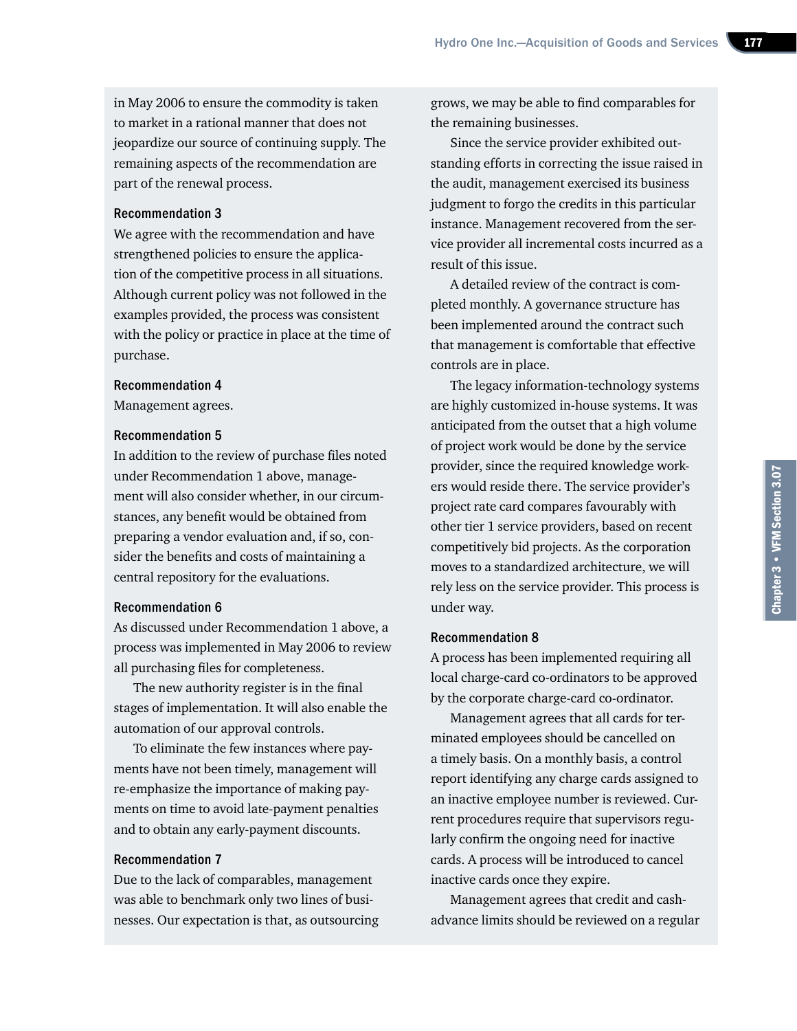in May 2006 to ensure the commodity is taken to market in a rational manner that does not jeopardize our source of continuing supply. The remaining aspects of the recommendation are part of the renewal process.

#### Recommendation 3

We agree with the recommendation and have strengthened policies to ensure the application of the competitive process in all situations. Although current policy was not followed in the examples provided, the process was consistent with the policy or practice in place at the time of purchase.

#### Recommendation 4

Management agrees.

#### Recommendation 5

In addition to the review of purchase files noted under Recommendation 1 above, management will also consider whether, in our circumstances, any benefit would be obtained from preparing a vendor evaluation and, if so, consider the benefits and costs of maintaining a central repository for the evaluations.

#### Recommendation 6

As discussed under Recommendation 1 above, a process was implemented in May 2006 to review all purchasing files for completeness.

The new authority register is in the final stages of implementation. It will also enable the automation of our approval controls.

To eliminate the few instances where payments have not been timely, management will re-emphasize the importance of making payments on time to avoid late-payment penalties and to obtain any early-payment discounts.

#### Recommendation 7

Due to the lack of comparables, management was able to benchmark only two lines of businesses. Our expectation is that, as outsourcing grows, we may be able to find comparables for the remaining businesses.

Since the service provider exhibited outstanding efforts in correcting the issue raised in the audit, management exercised its business judgment to forgo the credits in this particular instance. Management recovered from the service provider all incremental costs incurred as a result of this issue.

A detailed review of the contract is completed monthly. A governance structure has been implemented around the contract such that management is comfortable that effective controls are in place.

The legacy information-technology systems are highly customized in-house systems. It was anticipated from the outset that a high volume of project work would be done by the service provider, since the required knowledge workers would reside there. The service provider's project rate card compares favourably with other tier 1 service providers, based on recent competitively bid projects. As the corporation moves to a standardized architecture, we will rely less on the service provider. This process is under way.

#### Recommendation 8

A process has been implemented requiring all local charge-card co-ordinators to be approved by the corporate charge-card co-ordinator.

Management agrees that all cards for terminated employees should be cancelled on a timely basis. On a monthly basis, a control report identifying any charge cards assigned to an inactive employee number is reviewed. Current procedures require that supervisors regularly confirm the ongoing need for inactive cards. A process will be introduced to cancel inactive cards once they expire.

Management agrees that credit and cash-advance limits should be reviewed on a regular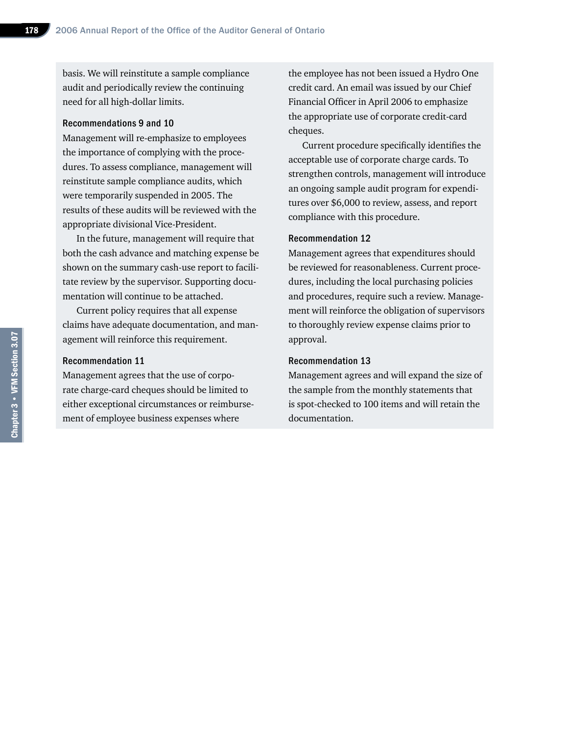basis. We will reinstitute a sample compliance audit and periodically review the continuing need for all high-dollar limits.

#### Recommendations 9 and 10

Management will re-emphasize to employees the importance of complying with the procedures. To assess compliance, management will reinstitute sample compliance audits, which were temporarily suspended in 2005. The results of these audits will be reviewed with the appropriate divisional Vice-President.

In the future, management will require that both the cash advance and matching expense be shown on the summary cash-use report to facilitate review by the supervisor. Supporting documentation will continue to be attached.

Current policy requires that all expense claims have adequate documentation, and management will reinforce this requirement.

#### Recommendation 11

Management agrees that the use of corporate charge-card cheques should be limited to either exceptional circumstances or reimbursement of employee business expenses where the employee has not been issued a Hydro One credit card. An email was issued by our Chief Financial Officer in April 2006 to emphasize the appropriate use of corporate credit-card cheques.

Current procedure specifically identifies the acceptable use of corporate charge cards. To strengthen controls, management will introduce an ongoing sample audit program for expenditures over $6,000 to review, assess, and report compliance with this procedure.

#### Recommendation 12

Management agrees that expenditures should be reviewed for reasonableness. Current procedures, including the local purchasing policies and procedures, require such a review. Management will reinforce the obligation of supervisors to thoroughly review expense claims prior to approval.

#### Recommendation 13

Management agrees and will expand the size of the sample from the monthly statements that is spot-checked to 100 items and will retain the documentation.